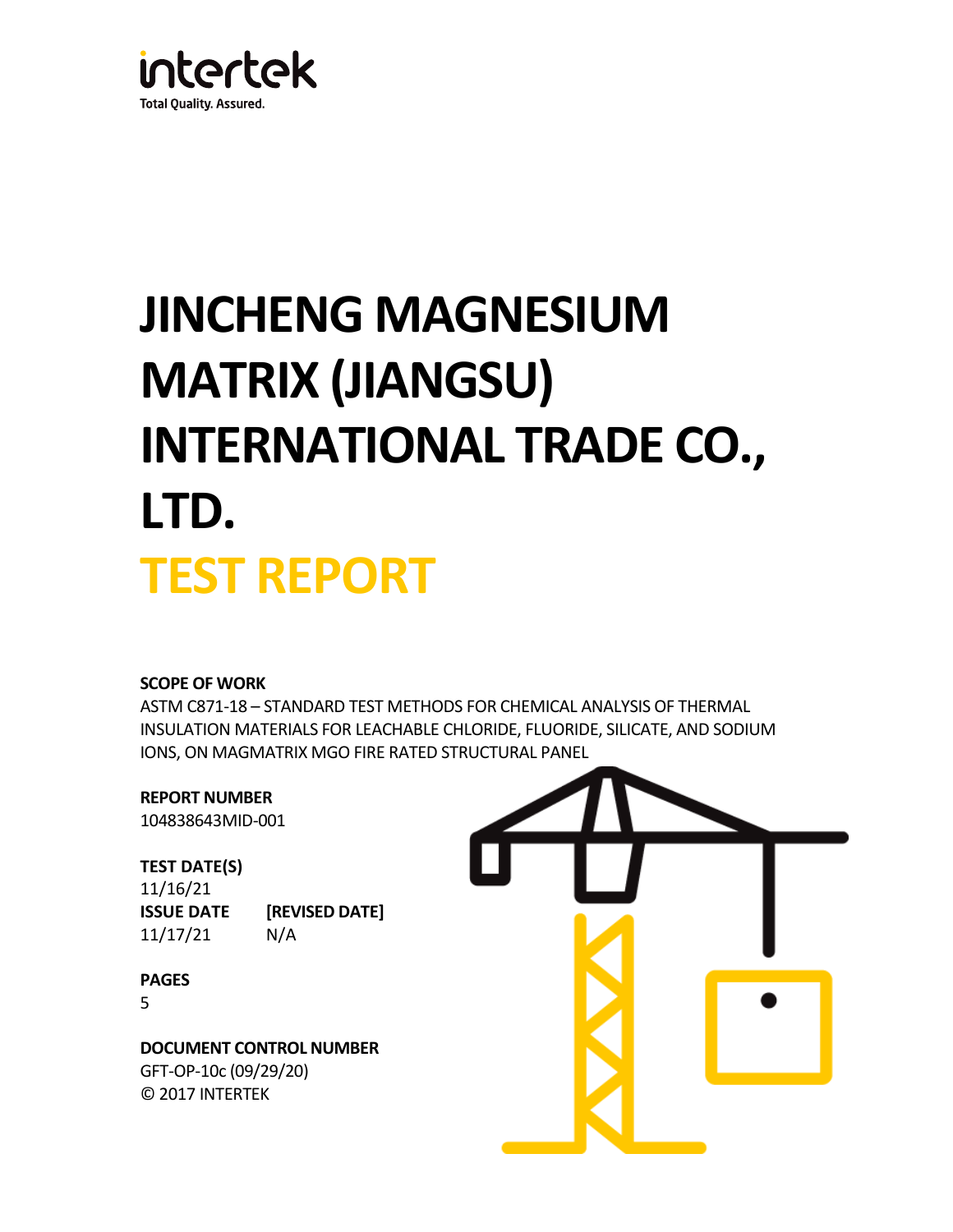intertek

Total Quality. Assured.

# JINCHENG MAGNESIUM MATRIX (JIANGSU) INTERNATIONAL TRADE CO., LTD.

# TEST REPORT

**SCOPE OF WORK**

ASTM C871-18 – STANDARD TEST METHODS FOR CHEMICAL ANALYSIS OF THERMAL INSULATION MATERIALS FOR LEACHABLE CHLORIDE, FLUORIDE, SILICATE, AND SODIUM IONS, ON MAGMATRIX MGO FIRE RATED STRUCTURAL PANEL

**REPORT NUMBER**

104838643MID-001

**TEST DATE(S)**

11/16/21

| ISSUE DATE | [REVISED DATE] |
|---|---|
| 11/17/21 | N/A |

**PAGES**

5

**DOCUMENT CONTROL NUMBER**

GFT-OP-10c (09/29/20)

© 2017 INTERTEK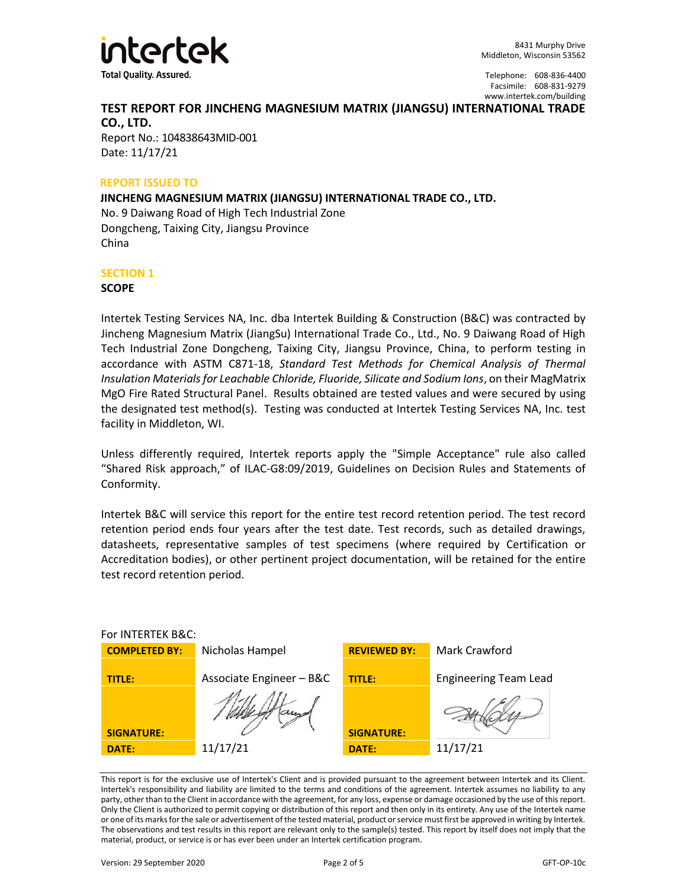intertek

Total Quality. Assured.

8431 Murphy Drive
Middleton, Wisconsin 53562

Telephone: 608-836-4400
Facsimile: 608-831-9279
www.intertek.com/building

# TEST REPORT FOR JINCHENG MAGNESIUM MATRIX (JIANGSU) INTERNATIONAL TRADE CO., LTD.

Report No.: 104838643MID-001
Date: 11/17/21

## REPORT ISSUED TO

**JINCHENG MAGNESIUM MATRIX (JIANGSU) INTERNATIONAL TRADE CO., LTD.**
No. 9 Daiwang Road of High Tech Industrial Zone
Dongcheng, Taixing City, Jiangsu Province
China

## SECTION 1

### SCOPE

Intertek Testing Services NA, Inc. dba Intertek Building & Construction (B&C) was contracted by Jincheng Magnesium Matrix (JiangSu) International Trade Co., Ltd., No. 9 Daiwang Road of High Tech Industrial Zone Dongcheng, Taixing City, Jiangsu Province, China, to perform testing in accordance with ASTM C871-18, *Standard Test Methods for Chemical Analysis of Thermal Insulation Materials for Leachable Chloride, Fluoride, Silicate and Sodium Ions*, on their MagMatrix MgO Fire Rated Structural Panel. Results obtained are tested values and were secured by using the designated test method(s). Testing was conducted at Intertek Testing Services NA, Inc. test facility in Middleton, WI.

Unless differently required, Intertek reports apply the "Simple Acceptance" rule also called "Shared Risk approach," of ILAC-G8:09/2019, Guidelines on Decision Rules and Statements of Conformity.

Intertek B&C will service this report for the entire test record retention period. The test record retention period ends four years after the test date. Test records, such as detailed drawings, datasheets, representative samples of test specimens (where required by Certification or Accreditation bodies), or other pertinent project documentation, will be retained for the entire test record retention period.

For INTERTEK B&C:

| | | | |
|---|---|---|---|
| **COMPLETED BY:** | Nicholas Hampel | **REVIEWED BY:** | Mark Crawford |
| **TITLE:** | Associate Engineer – B&C | **TITLE:** | Engineering Team Lead |
| **SIGNATURE:** | [signature] | **SIGNATURE:** | [signature] |
| **DATE:** | 11/17/21 | **DATE:** | 11/17/21 |

This report is for the exclusive use of Intertek's Client and is provided pursuant to the agreement between Intertek and its Client. Intertek's responsibility and liability are limited to the terms and conditions of the agreement. Intertek assumes no liability to any party, other than to the Client in accordance with the agreement, for any loss, expense or damage occasioned by the use of this report. Only the Client is authorized to permit copying or distribution of this report and then only in its entirety. Any use of the Intertek name or one of its marks for the sale or advertisement of the tested material, product or service must first be approved in writing by Intertek. The observations and test results in this report are relevant only to the sample(s) tested. This report by itself does not imply that the material, product, or service is or has ever been under an Intertek certification program.

Version: 29 September 2020 GFT-OP-10c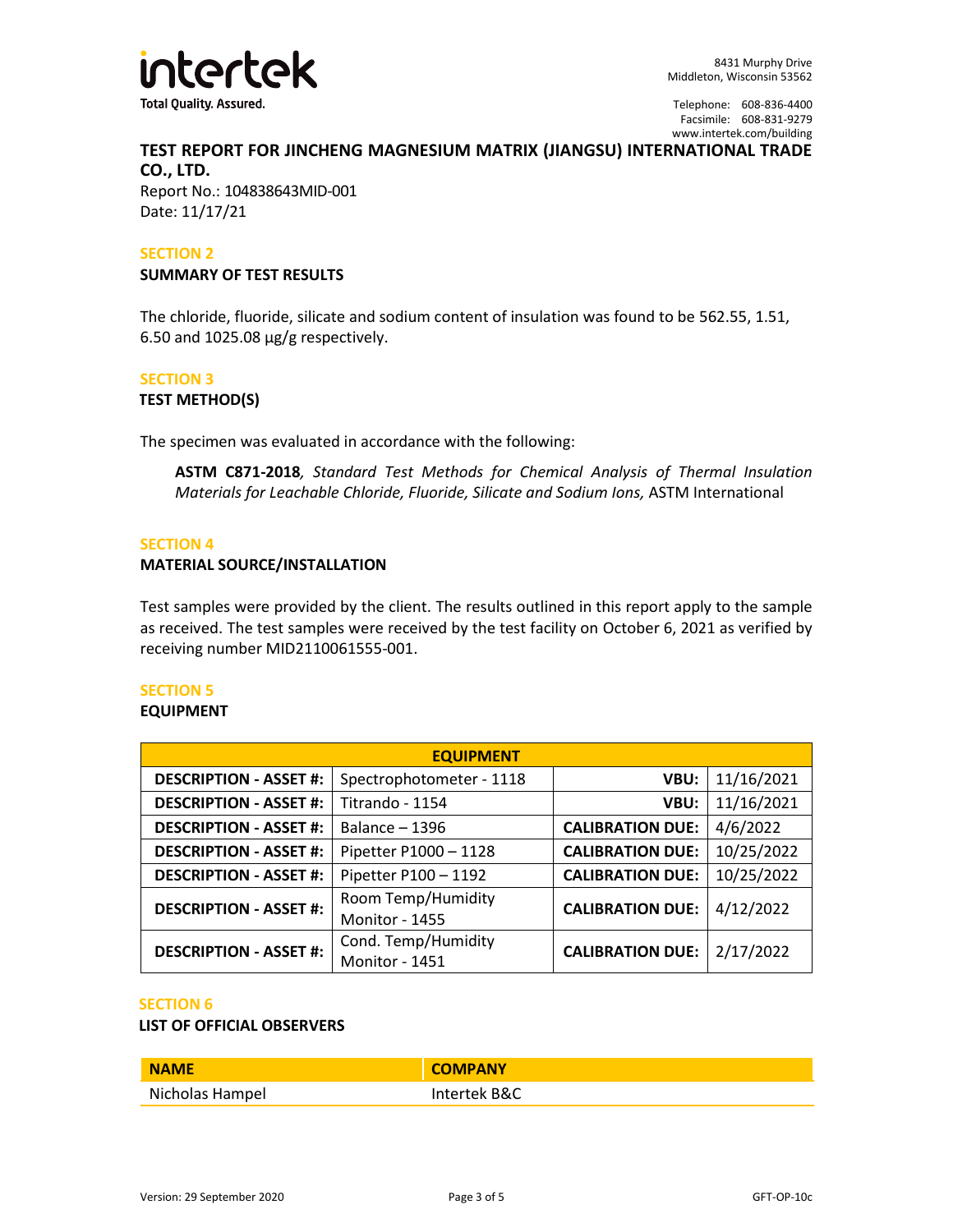**TEST REPORT FOR JINCHENG MAGNESIUM MATRIX (JIANGSU) INTERNATIONAL TRADE CO., LTD.**

Report No.: 104838643MID-001

Date: 11/17/21

## SECTION 2

### SUMMARY OF TEST RESULTS

The chloride, fluoride, silicate and sodium content of insulation was found to be 562.55, 1.51, 6.50 and 1025.08 µg/g respectively.

## SECTION 3

### TEST METHOD(S)

The specimen was evaluated in accordance with the following:

> **ASTM C871-2018**, *Standard Test Methods for Chemical Analysis of Thermal Insulation Materials for Leachable Chloride, Fluoride, Silicate and Sodium Ions,* ASTM International

## SECTION 4

### MATERIAL SOURCE/INSTALLATION

Test samples were provided by the client. The results outlined in this report apply to the sample as received. The test samples were received by the test facility on October 6, 2021 as verified by receiving number MID2110061555-001.

## SECTION 5

### EQUIPMENT

| EQUIPMENT | | | |
|---|---|---|---|
| **DESCRIPTION - ASSET #:** | Spectrophotometer - 1118 | **VBU:** | 11/16/2021 |
| **DESCRIPTION - ASSET #:** | Titrando - 1154 | **VBU:** | 11/16/2021 |
| **DESCRIPTION - ASSET #:** | Balance – 1396 | **CALIBRATION DUE:** | 4/6/2022 |
| **DESCRIPTION - ASSET #:** | Pipetter P1000 – 1128 | **CALIBRATION DUE:** | 10/25/2022 |
| **DESCRIPTION - ASSET #:** | Pipetter P100 – 1192 | **CALIBRATION DUE:** | 10/25/2022 |
| **DESCRIPTION - ASSET #:** | Room Temp/Humidity Monitor - 1455 | **CALIBRATION DUE:** | 4/12/2022 |
| **DESCRIPTION - ASSET #:** | Cond. Temp/Humidity Monitor - 1451 | **CALIBRATION DUE:** | 2/17/2022 |

## SECTION 6

### LIST OF OFFICIAL OBSERVERS

| NAME | COMPANY |
|---|---|
| Nicholas Hampel | Intertek B&C |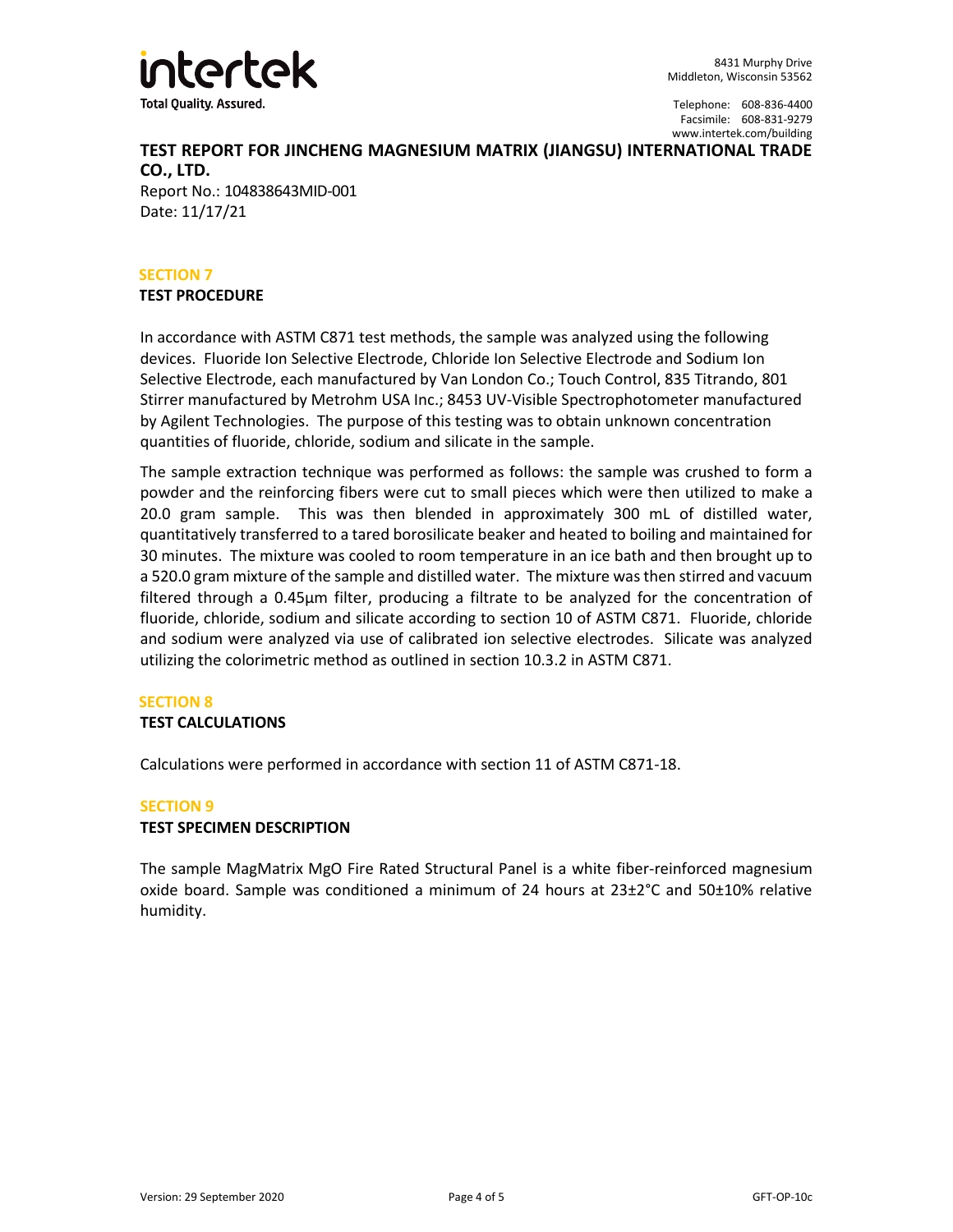**TEST REPORT FOR JINCHENG MAGNESIUM MATRIX (JIANGSU) INTERNATIONAL TRADE CO., LTD.**

Report No.: 104838643MID-001

Date: 11/17/21

## SECTION 7

### TEST PROCEDURE

In accordance with ASTM C871 test methods, the sample was analyzed using the following devices. Fluoride Ion Selective Electrode, Chloride Ion Selective Electrode and Sodium Ion Selective Electrode, each manufactured by Van London Co.; Touch Control, 835 Titrando, 801 Stirrer manufactured by Metrohm USA Inc.; 8453 UV-Visible Spectrophotometer manufactured by Agilent Technologies. The purpose of this testing was to obtain unknown concentration quantities of fluoride, chloride, sodium and silicate in the sample.

The sample extraction technique was performed as follows: the sample was crushed to form a powder and the reinforcing fibers were cut to small pieces which were then utilized to make a 20.0 gram sample. This was then blended in approximately 300 mL of distilled water, quantitatively transferred to a tared borosilicate beaker and heated to boiling and maintained for 30 minutes. The mixture was cooled to room temperature in an ice bath and then brought up to a 520.0 gram mixture of the sample and distilled water. The mixture was then stirred and vacuum filtered through a 0.45μm filter, producing a filtrate to be analyzed for the concentration of fluoride, chloride, sodium and silicate according to section 10 of ASTM C871. Fluoride, chloride and sodium were analyzed via use of calibrated ion selective electrodes. Silicate was analyzed utilizing the colorimetric method as outlined in section 10.3.2 in ASTM C871.

## SECTION 8

### TEST CALCULATIONS

Calculations were performed in accordance with section 11 of ASTM C871-18.

## SECTION 9

### TEST SPECIMEN DESCRIPTION

The sample MagMatrix MgO Fire Rated Structural Panel is a white fiber-reinforced magnesium oxide board. Sample was conditioned a minimum of 24 hours at 23±2°C and 50±10% relative humidity.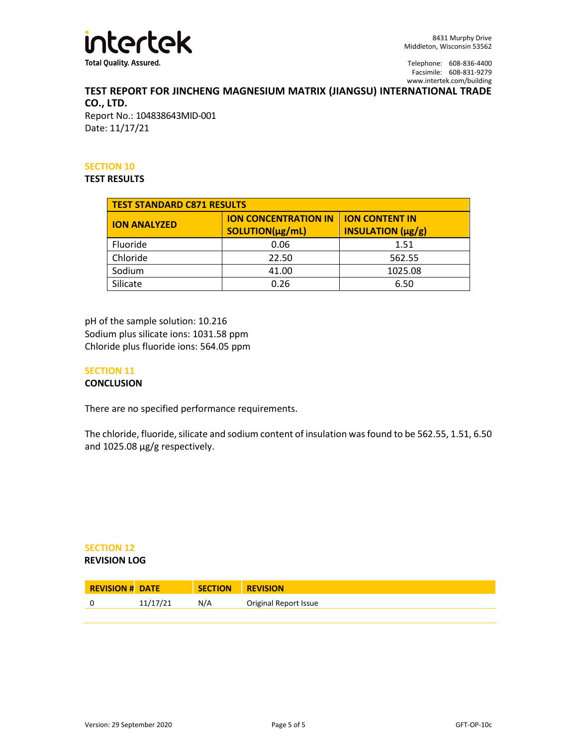**TEST REPORT FOR JINCHENG MAGNESIUM MATRIX (JIANGSU) INTERNATIONAL TRADE CO., LTD.**

Report No.: 104838643MID-001
Date: 11/17/21

## SECTION 10
**TEST RESULTS**

| TEST STANDARD C871 RESULTS | | |
|---|---|---|
| **ION ANALYZED** | **ION CONCENTRATION IN SOLUTION(µg/mL)** | **ION CONTENT IN INSULATION (µg/g)** |
| Fluoride | 0.06 | 1.51 |
| Chloride | 22.50 | 562.55 |
| Sodium | 41.00 | 1025.08 |
| Silicate | 0.26 | 6.50 |

pH of the sample solution: 10.216
Sodium plus silicate ions: 1031.58 ppm
Chloride plus fluoride ions: 564.05 ppm

## SECTION 11
**CONCLUSION**

There are no specified performance requirements.

The chloride, fluoride, silicate and sodium content of insulation was found to be 562.55, 1.51, 6.50 and 1025.08 µg/g respectively.

## SECTION 12
**REVISION LOG**

| REVISION # | DATE | SECTION | REVISION |
|---|---|---|---|
| 0 | 11/17/21 | N/A | Original Report Issue |